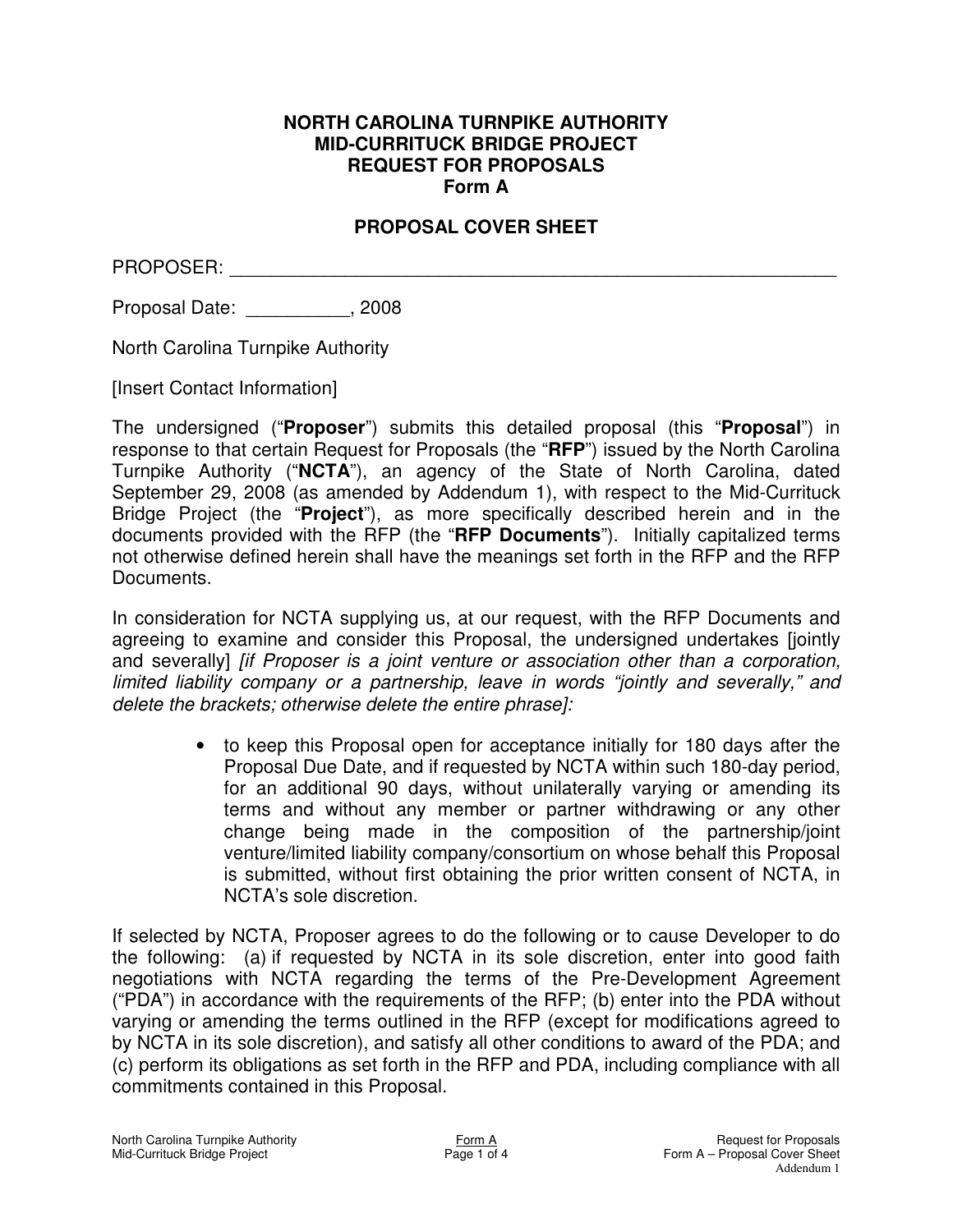**NORTH CAROLINA TURNPIKE AUTHORITY**
**MID-CURRITUCK BRIDGE PROJECT**
**REQUEST FOR PROPOSALS**
**Form A**

**PROPOSAL COVER SHEET**

PROPOSER: ____________________________________________________________

Proposal Date: __________, 2008

North Carolina Turnpike Authority

[Insert Contact Information]

The undersigned ("**Proposer**") submits this detailed proposal (this "**Proposal**") in response to that certain Request for Proposals (the "**RFP**") issued by the North Carolina Turnpike Authority ("**NCTA**"), an agency of the State of North Carolina, dated September 29, 2008 (as amended by Addendum 1), with respect to the Mid-Currituck Bridge Project (the "**Project**"), as more specifically described herein and in the documents provided with the RFP (the "**RFP Documents**"). Initially capitalized terms not otherwise defined herein shall have the meanings set forth in the RFP and the RFP Documents.

In consideration for NCTA supplying us, at our request, with the RFP Documents and agreeing to examine and consider this Proposal, the undersigned undertakes [jointly and severally] *[if Proposer is a joint venture or association other than a corporation, limited liability company or a partnership, leave in words "jointly and severally," and delete the brackets; otherwise delete the entire phrase]:*

- to keep this Proposal open for acceptance initially for 180 days after the Proposal Due Date, and if requested by NCTA within such 180-day period, for an additional 90 days, without unilaterally varying or amending its terms and without any member or partner withdrawing or any other change being made in the composition of the partnership/joint venture/limited liability company/consortium on whose behalf this Proposal is submitted, without first obtaining the prior written consent of NCTA, in NCTA's sole discretion.

If selected by NCTA, Proposer agrees to do the following or to cause Developer to do the following: (a) if requested by NCTA in its sole discretion, enter into good faith negotiations with NCTA regarding the terms of the Pre-Development Agreement ("PDA") in accordance with the requirements of the RFP; (b) enter into the PDA without varying or amending the terms outlined in the RFP (except for modifications agreed to by NCTA in its sole discretion), and satisfy all other conditions to award of the PDA; and (c) perform its obligations as set forth in the RFP and PDA, including compliance with all commitments contained in this Proposal.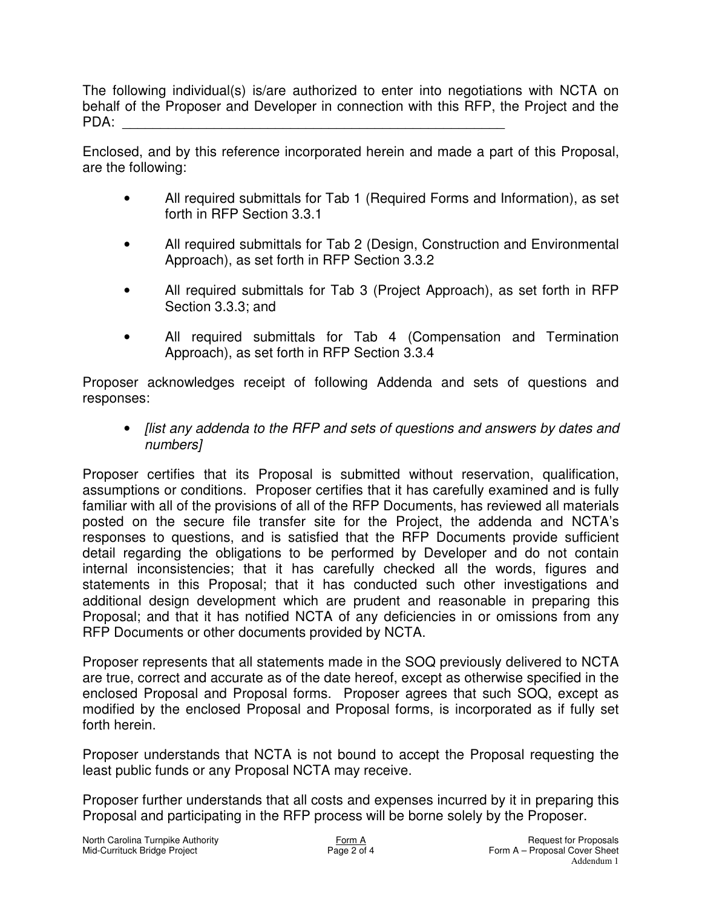The following individual(s) is/are authorized to enter into negotiations with NCTA on behalf of the Proposer and Developer in connection with this RFP, the Project and the PDA: ____________________________________________________

Enclosed, and by this reference incorporated herein and made a part of this Proposal, are the following:

- All required submittals for Tab 1 (Required Forms and Information), as set forth in RFP Section 3.3.1
- All required submittals for Tab 2 (Design, Construction and Environmental Approach), as set forth in RFP Section 3.3.2
- All required submittals for Tab 3 (Project Approach), as set forth in RFP Section 3.3.3; and
- All required submittals for Tab 4 (Compensation and Termination Approach), as set forth in RFP Section 3.3.4

Proposer acknowledges receipt of following Addenda and sets of questions and responses:

- *[list any addenda to the RFP and sets of questions and answers by dates and numbers]*

Proposer certifies that its Proposal is submitted without reservation, qualification, assumptions or conditions. Proposer certifies that it has carefully examined and is fully familiar with all of the provisions of all of the RFP Documents, has reviewed all materials posted on the secure file transfer site for the Project, the addenda and NCTA's responses to questions, and is satisfied that the RFP Documents provide sufficient detail regarding the obligations to be performed by Developer and do not contain internal inconsistencies; that it has carefully checked all the words, figures and statements in this Proposal; that it has conducted such other investigations and additional design development which are prudent and reasonable in preparing this Proposal; and that it has notified NCTA of any deficiencies in or omissions from any RFP Documents or other documents provided by NCTA.

Proposer represents that all statements made in the SOQ previously delivered to NCTA are true, correct and accurate as of the date hereof, except as otherwise specified in the enclosed Proposal and Proposal forms. Proposer agrees that such SOQ, except as modified by the enclosed Proposal and Proposal forms, is incorporated as if fully set forth herein.

Proposer understands that NCTA is not bound to accept the Proposal requesting the least public funds or any Proposal NCTA may receive.

Proposer further understands that all costs and expenses incurred by it in preparing this Proposal and participating in the RFP process will be borne solely by the Proposer.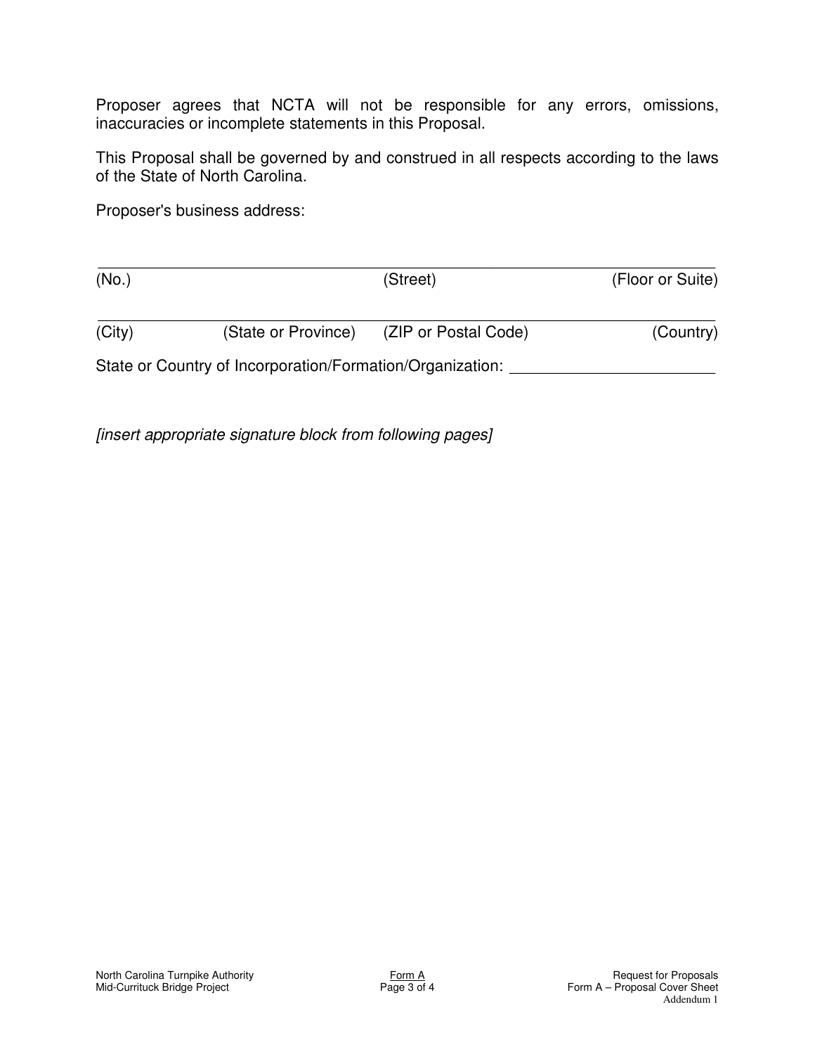Proposer agrees that NCTA will not be responsible for any errors, omissions, inaccuracies or incomplete statements in this Proposal.

This Proposal shall be governed by and construed in all respects according to the laws of the State of North Carolina.

Proposer's business address:

_______________________________________________________________________

(No.)                                        (Street)                                        (Floor or Suite)

_______________________________________________________________________

(City)          (State or Province)          (ZIP or Postal Code)                    (Country)

State or Country of Incorporation/Formation/Organization: ______________________

*[insert appropriate signature block from following pages]*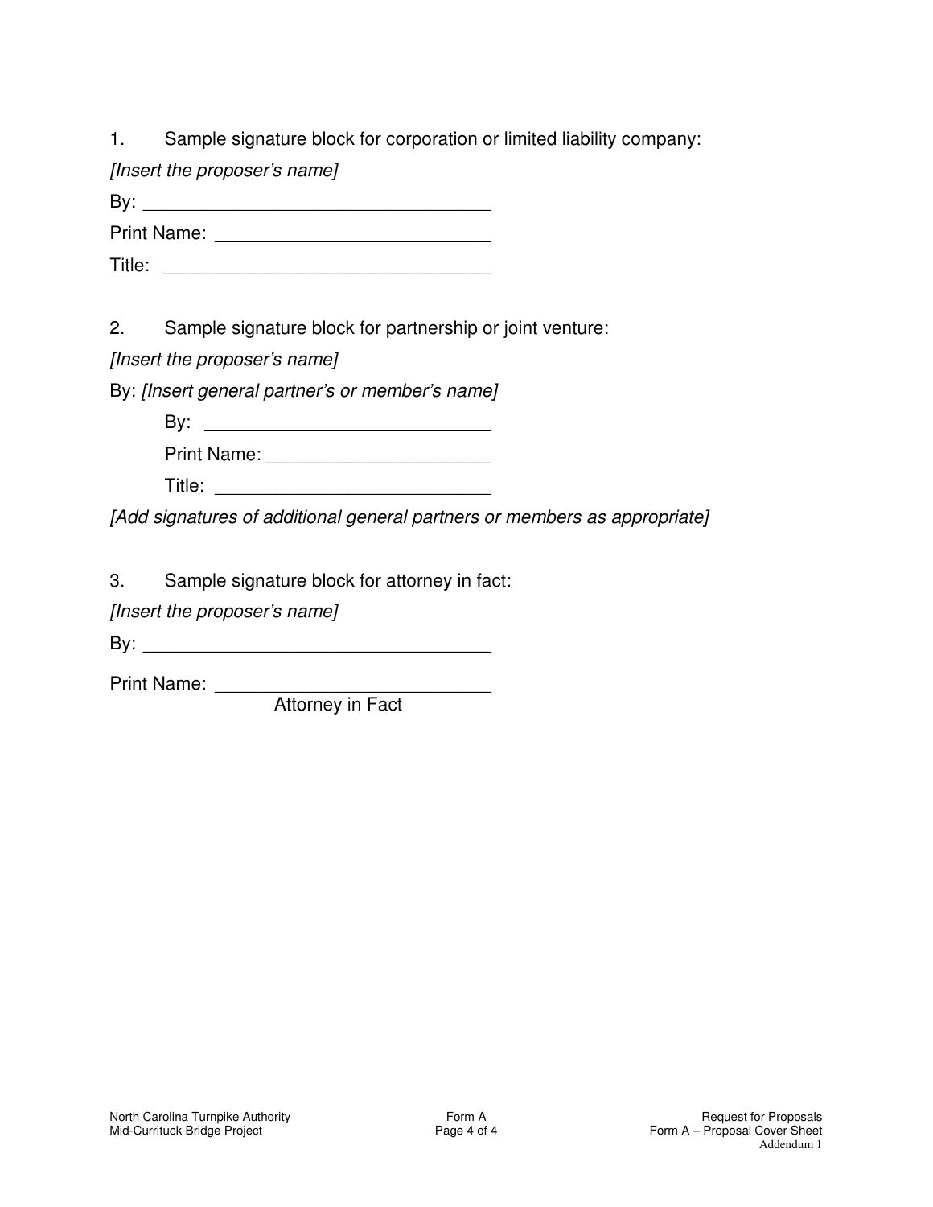1. Sample signature block for corporation or limited liability company:

*[Insert the proposer's name]*

By: ___________________________________

Print Name: ___________________________

Title: _________________________________

2. Sample signature block for partnership or joint venture:

*[Insert the proposer's name]*

By: *[Insert general partner's or member's name]*

By: _____________________________

Print Name: ______________________

Title: ___________________________

*[Add signatures of additional general partners or members as appropriate]*

3. Sample signature block for attorney in fact:

*[Insert the proposer's name]*

By: ___________________________________

Print Name: ___________________________
Attorney in Fact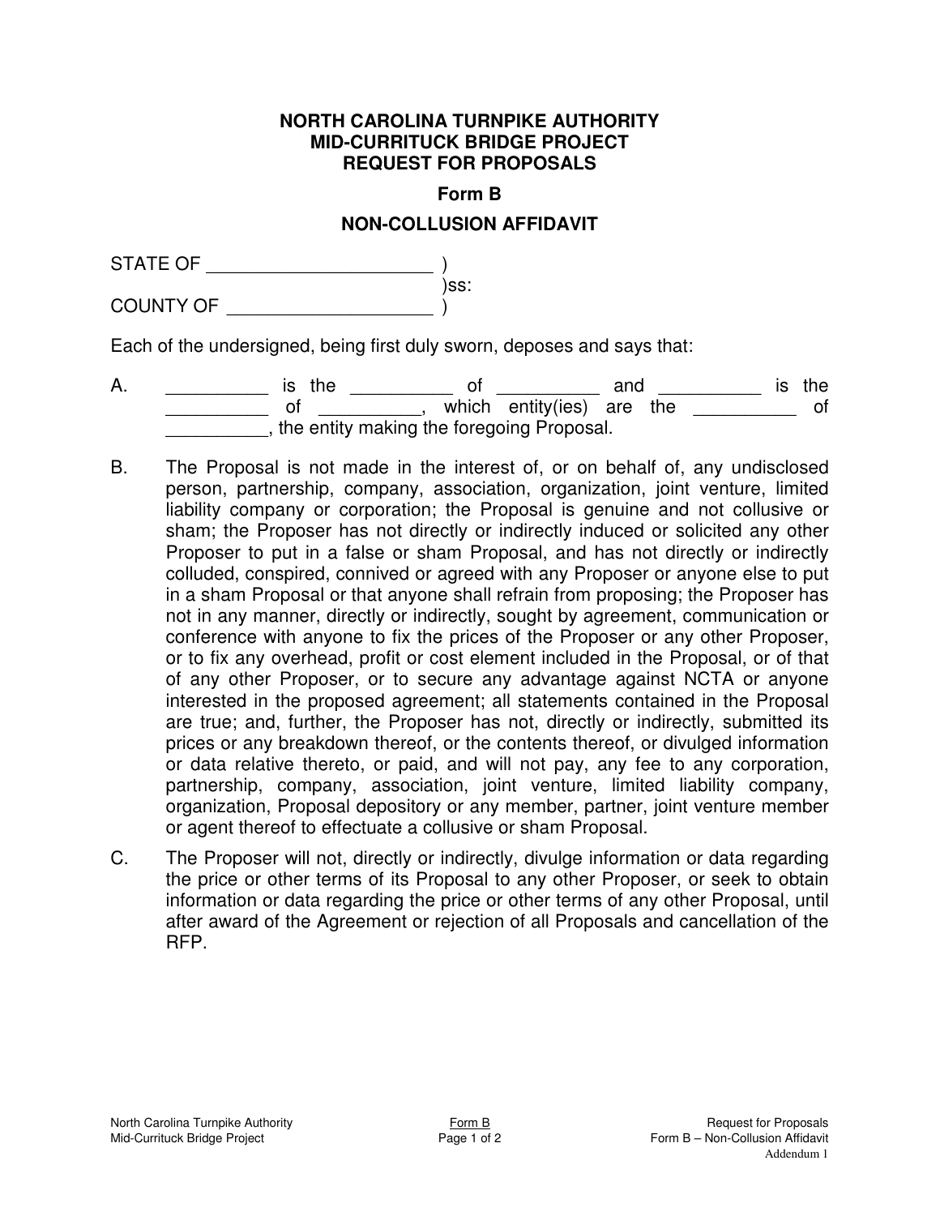**NORTH CAROLINA TURNPIKE AUTHORITY**
**MID-CURRITUCK BRIDGE PROJECT**
**REQUEST FOR PROPOSALS**

**Form B**

**NON-COLLUSION AFFIDAVIT**

STATE OF ______________________ )
)ss:
COUNTY OF ____________________ )

Each of the undersigned, being first duly sworn, deposes and says that:

A. __________ is the __________ of __________ and __________ is the __________ of __________, which entity(ies) are the __________ of __________, the entity making the foregoing Proposal.

B. The Proposal is not made in the interest of, or on behalf of, any undisclosed person, partnership, company, association, organization, joint venture, limited liability company or corporation; the Proposal is genuine and not collusive or sham; the Proposer has not directly or indirectly induced or solicited any other Proposer to put in a false or sham Proposal, and has not directly or indirectly colluded, conspired, connived or agreed with any Proposer or anyone else to put in a sham Proposal or that anyone shall refrain from proposing; the Proposer has not in any manner, directly or indirectly, sought by agreement, communication or conference with anyone to fix the prices of the Proposer or any other Proposer, or to fix any overhead, profit or cost element included in the Proposal, or of that of any other Proposer, or to secure any advantage against NCTA or anyone interested in the proposed agreement; all statements contained in the Proposal are true; and, further, the Proposer has not, directly or indirectly, submitted its prices or any breakdown thereof, or the contents thereof, or divulged information or data relative thereto, or paid, and will not pay, any fee to any corporation, partnership, company, association, joint venture, limited liability company, organization, Proposal depository or any member, partner, joint venture member or agent thereof to effectuate a collusive or sham Proposal.

C. The Proposer will not, directly or indirectly, divulge information or data regarding the price or other terms of its Proposal to any other Proposer, or seek to obtain information or data regarding the price or other terms of any other Proposal, until after award of the Agreement or rejection of all Proposals and cancellation of the RFP.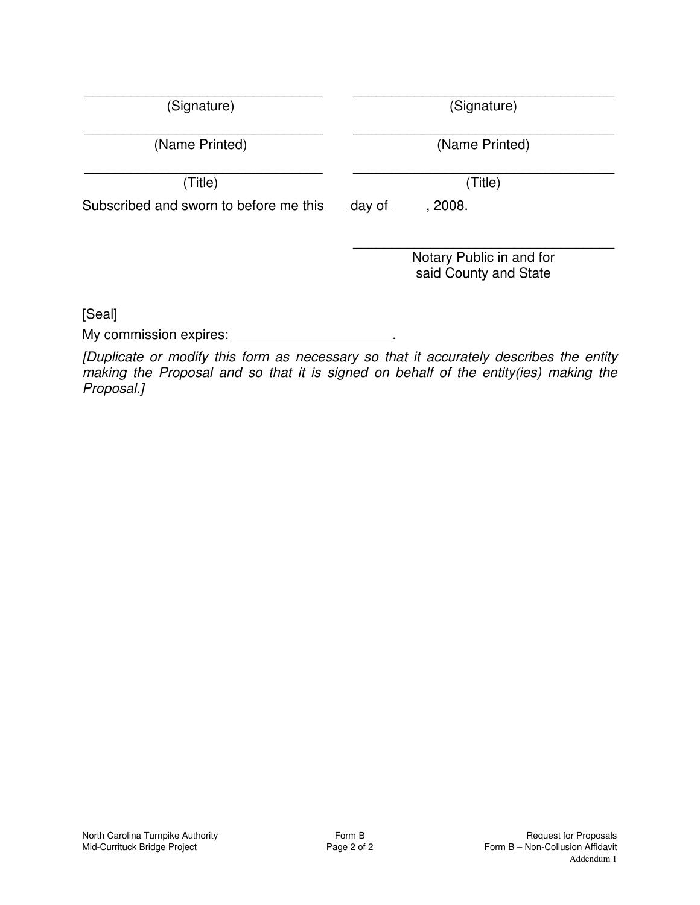| _______________________________ | _______________________________ |
|---|---|
| (Signature) | (Signature) |
| _______________________________ | _______________________________ |
| (Name Printed) | (Name Printed) |
| _______________________________ | _______________________________ |
| (Title) | (Title) |

Subscribed and sworn to before me this ___ day of _____, 2008.

_______________________________
Notary Public in and for
said County and State

[Seal]

My commission expires: ____________________.

*[Duplicate or modify this form as necessary so that it accurately describes the entity making the Proposal and so that it is signed on behalf of the entity(ies) making the Proposal.]*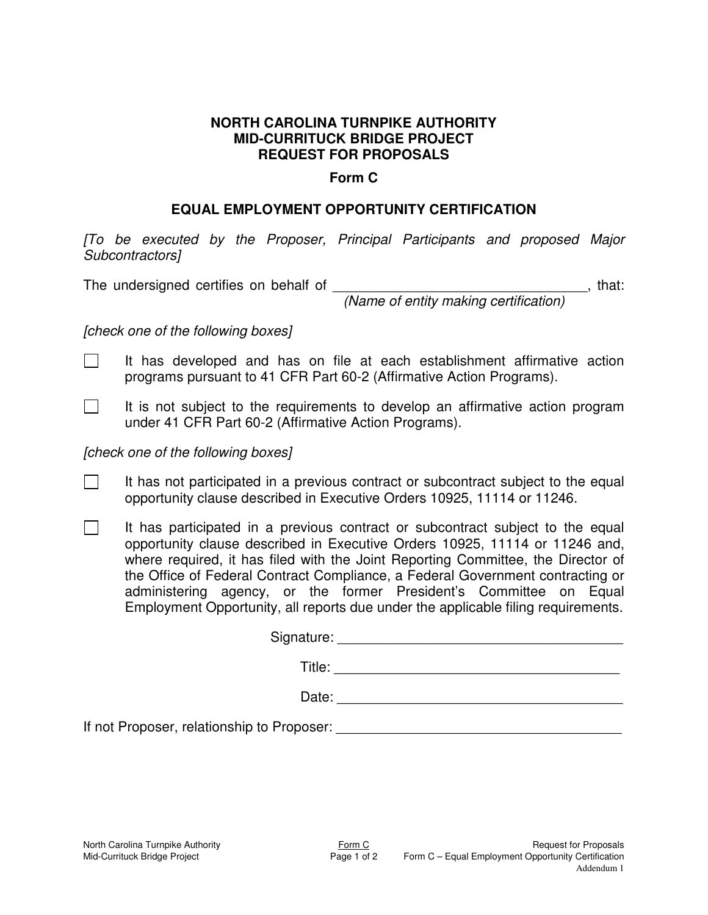**NORTH CAROLINA TURNPIKE AUTHORITY**
**MID-CURRITUCK BRIDGE PROJECT**
**REQUEST FOR PROPOSALS**

**Form C**

## EQUAL EMPLOYMENT OPPORTUNITY CERTIFICATION

*[To be executed by the Proposer, Principal Participants and proposed Major Subcontractors]*

The undersigned certifies on behalf of _________________________________, that:
*(Name of entity making certification)*

*[check one of the following boxes]*

- ☐ It has developed and has on file at each establishment affirmative action programs pursuant to 41 CFR Part 60-2 (Affirmative Action Programs).
- ☐ It is not subject to the requirements to develop an affirmative action program under 41 CFR Part 60-2 (Affirmative Action Programs).

*[check one of the following boxes]*

- ☐ It has not participated in a previous contract or subcontract subject to the equal opportunity clause described in Executive Orders 10925, 11114 or 11246.
- ☐ It has participated in a previous contract or subcontract subject to the equal opportunity clause described in Executive Orders 10925, 11114 or 11246 and, where required, it has filed with the Joint Reporting Committee, the Director of the Office of Federal Contract Compliance, a Federal Government contracting or administering agency, or the former President's Committee on Equal Employment Opportunity, all reports due under the applicable filing requirements.

Signature: _____________________________________

Title: _____________________________________

Date: _____________________________________

If not Proposer, relationship to Proposer: _____________________________________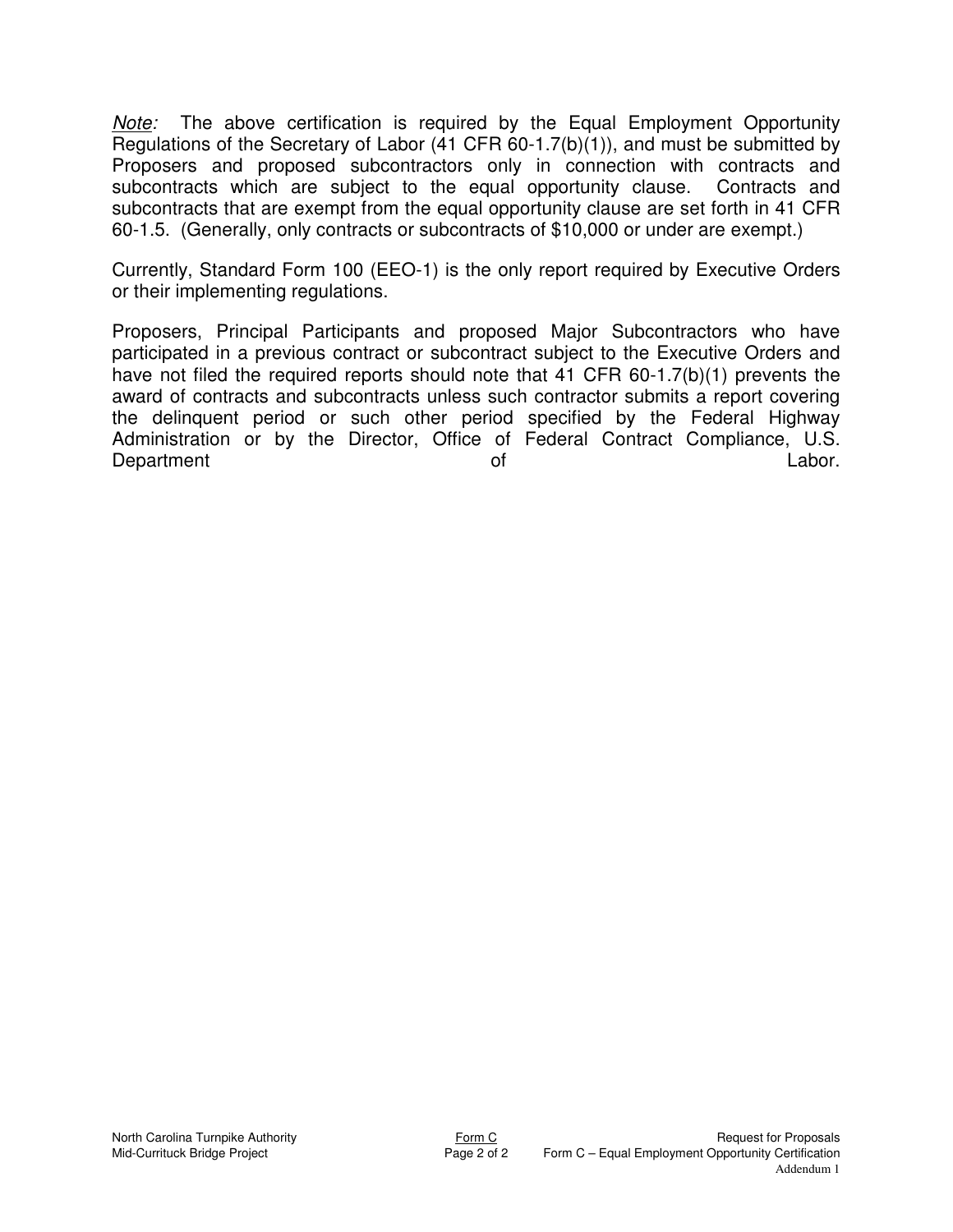*Note:* The above certification is required by the Equal Employment Opportunity Regulations of the Secretary of Labor (41 CFR 60-1.7(b)(1)), and must be submitted by Proposers and proposed subcontractors only in connection with contracts and subcontracts which are subject to the equal opportunity clause. Contracts and subcontracts that are exempt from the equal opportunity clause are set forth in 41 CFR 60-1.5. (Generally, only contracts or subcontracts of $10,000 or under are exempt.)

Currently, Standard Form 100 (EEO-1) is the only report required by Executive Orders or their implementing regulations.

Proposers, Principal Participants and proposed Major Subcontractors who have participated in a previous contract or subcontract subject to the Executive Orders and have not filed the required reports should note that 41 CFR 60-1.7(b)(1) prevents the award of contracts and subcontracts unless such contractor submits a report covering the delinquent period or such other period specified by the Federal Highway Administration or by the Director, Office of Federal Contract Compliance, U.S. Department of Labor.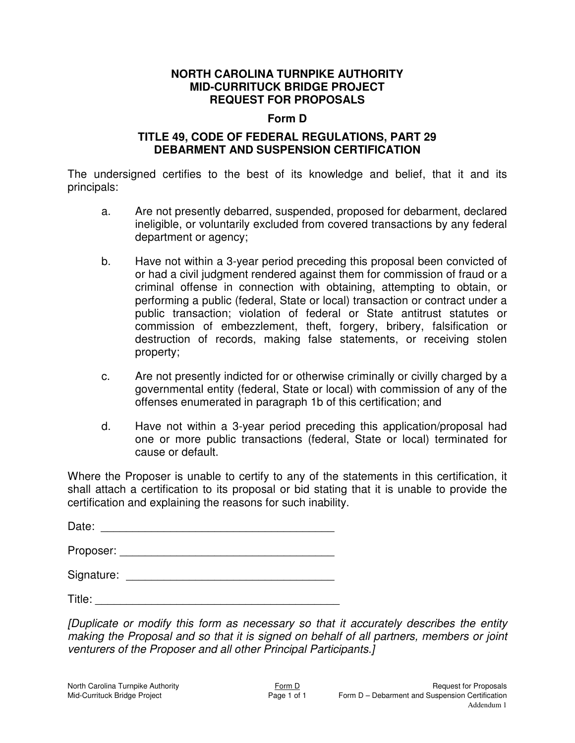# NORTH CAROLINA TURNPIKE AUTHORITY
# MID-CURRITUCK BRIDGE PROJECT
# REQUEST FOR PROPOSALS

## Form D

## TITLE 49, CODE OF FEDERAL REGULATIONS, PART 29 DEBARMENT AND SUSPENSION CERTIFICATION

The undersigned certifies to the best of its knowledge and belief, that it and its principals:

a. Are not presently debarred, suspended, proposed for debarment, declared ineligible, or voluntarily excluded from covered transactions by any federal department or agency;

b. Have not within a 3-year period preceding this proposal been convicted of or had a civil judgment rendered against them for commission of fraud or a criminal offense in connection with obtaining, attempting to obtain, or performing a public (federal, State or local) transaction or contract under a public transaction; violation of federal or State antitrust statutes or commission of embezzlement, theft, forgery, bribery, falsification or destruction of records, making false statements, or receiving stolen property;

c. Are not presently indicted for or otherwise criminally or civilly charged by a governmental entity (federal, State or local) with commission of any of the offenses enumerated in paragraph 1b of this certification; and

d. Have not within a 3-year period preceding this application/proposal had one or more public transactions (federal, State or local) terminated for cause or default.

Where the Proposer is unable to certify to any of the statements in this certification, it shall attach a certification to its proposal or bid stating that it is unable to provide the certification and explaining the reasons for such inability.

Date: ____________________________________

Proposer: ________________________________

Signature: ________________________________

Title: _____________________________________

*[Duplicate or modify this form as necessary so that it accurately describes the entity making the Proposal and so that it is signed on behalf of all partners, members or joint venturers of the Proposer and all other Principal Participants.]*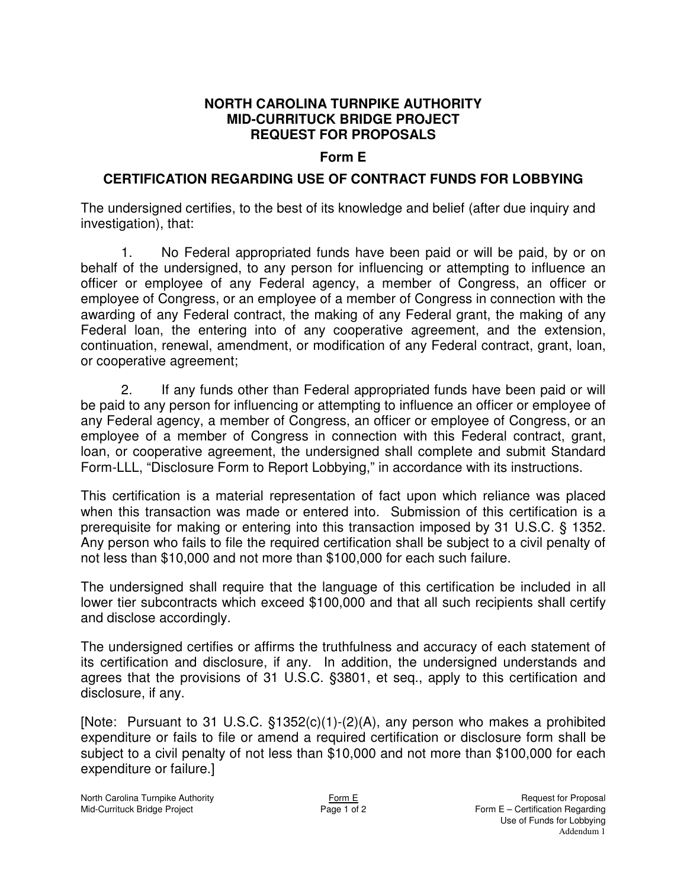# NORTH CAROLINA TURNPIKE AUTHORITY
# MID-CURRITUCK BRIDGE PROJECT
# REQUEST FOR PROPOSALS

## Form E

## CERTIFICATION REGARDING USE OF CONTRACT FUNDS FOR LOBBYING

The undersigned certifies, to the best of its knowledge and belief (after due inquiry and investigation), that:

1. No Federal appropriated funds have been paid or will be paid, by or on behalf of the undersigned, to any person for influencing or attempting to influence an officer or employee of any Federal agency, a member of Congress, an officer or employee of Congress, or an employee of a member of Congress in connection with the awarding of any Federal contract, the making of any Federal grant, the making of any Federal loan, the entering into of any cooperative agreement, and the extension, continuation, renewal, amendment, or modification of any Federal contract, grant, loan, or cooperative agreement;

2. If any funds other than Federal appropriated funds have been paid or will be paid to any person for influencing or attempting to influence an officer or employee of any Federal agency, a member of Congress, an officer or employee of Congress, or an employee of a member of Congress in connection with this Federal contract, grant, loan, or cooperative agreement, the undersigned shall complete and submit Standard Form-LLL, "Disclosure Form to Report Lobbying," in accordance with its instructions.

This certification is a material representation of fact upon which reliance was placed when this transaction was made or entered into. Submission of this certification is a prerequisite for making or entering into this transaction imposed by 31 U.S.C. § 1352. Any person who fails to file the required certification shall be subject to a civil penalty of not less than $10,000 and not more than $100,000 for each such failure.

The undersigned shall require that the language of this certification be included in all lower tier subcontracts which exceed $100,000 and that all such recipients shall certify and disclose accordingly.

The undersigned certifies or affirms the truthfulness and accuracy of each statement of its certification and disclosure, if any. In addition, the undersigned understands and agrees that the provisions of 31 U.S.C. §3801, et seq., apply to this certification and disclosure, if any.

[Note: Pursuant to 31 U.S.C. §1352(c)(1)-(2)(A), any person who makes a prohibited expenditure or fails to file or amend a required certification or disclosure form shall be subject to a civil penalty of not less than $10,000 and not more than $100,000 for each expenditure or failure.]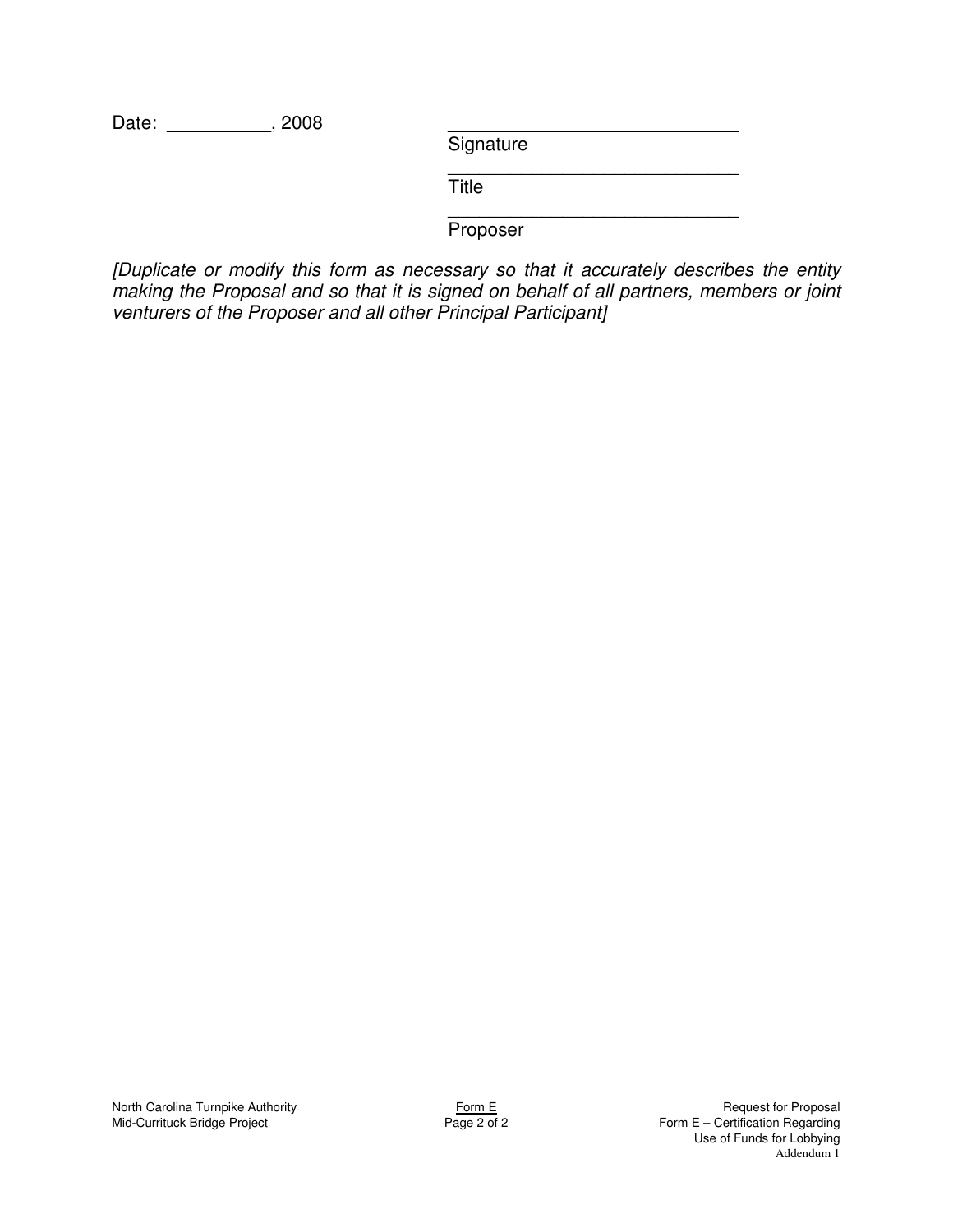Date: __________, 2008

_____________________________
Signature

_____________________________
Title

_____________________________
Proposer

*[Duplicate or modify this form as necessary so that it accurately describes the entity making the Proposal and so that it is signed on behalf of all partners, members or joint venturers of the Proposer and all other Principal Participant]*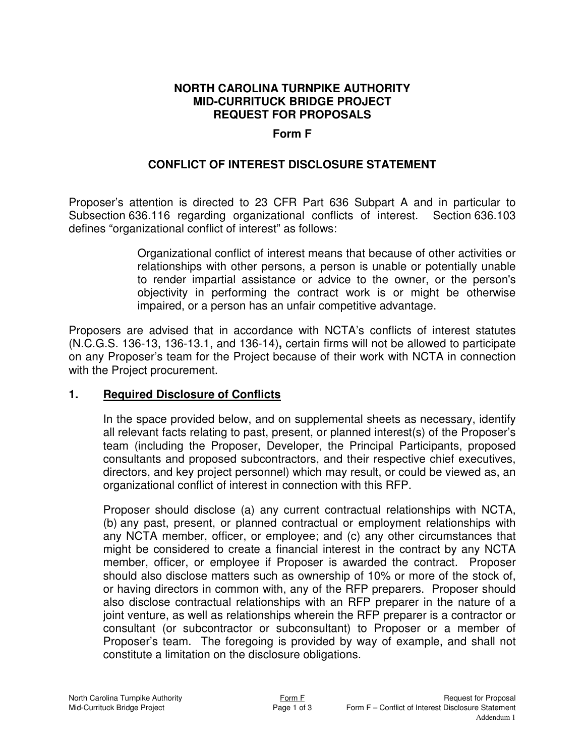**NORTH CAROLINA TURNPIKE AUTHORITY**
**MID-CURRITUCK BRIDGE PROJECT**
**REQUEST FOR PROPOSALS**

**Form F**

## CONFLICT OF INTEREST DISCLOSURE STATEMENT

Proposer's attention is directed to 23 CFR Part 636 Subpart A and in particular to Subsection 636.116 regarding organizational conflicts of interest. Section 636.103 defines "organizational conflict of interest" as follows:

> Organizational conflict of interest means that because of other activities or relationships with other persons, a person is unable or potentially unable to render impartial assistance or advice to the owner, or the person's objectivity in performing the contract work is or might be otherwise impaired, or a person has an unfair competitive advantage.

Proposers are advised that in accordance with NCTA's conflicts of interest statutes (N.C.G.S. 136-13, 136-13.1, and 136-14)**,** certain firms will not be allowed to participate on any Proposer's team for the Project because of their work with NCTA in connection with the Project procurement.

### 1. Required Disclosure of Conflicts

In the space provided below, and on supplemental sheets as necessary, identify all relevant facts relating to past, present, or planned interest(s) of the Proposer's team (including the Proposer, Developer, the Principal Participants, proposed consultants and proposed subcontractors, and their respective chief executives, directors, and key project personnel) which may result, or could be viewed as, an organizational conflict of interest in connection with this RFP.

Proposer should disclose (a) any current contractual relationships with NCTA, (b) any past, present, or planned contractual or employment relationships with any NCTA member, officer, or employee; and (c) any other circumstances that might be considered to create a financial interest in the contract by any NCTA member, officer, or employee if Proposer is awarded the contract. Proposer should also disclose matters such as ownership of 10% or more of the stock of, or having directors in common with, any of the RFP preparers. Proposer should also disclose contractual relationships with an RFP preparer in the nature of a joint venture, as well as relationships wherein the RFP preparer is a contractor or consultant (or subcontractor or subconsultant) to Proposer or a member of Proposer's team. The foregoing is provided by way of example, and shall not constitute a limitation on the disclosure obligations.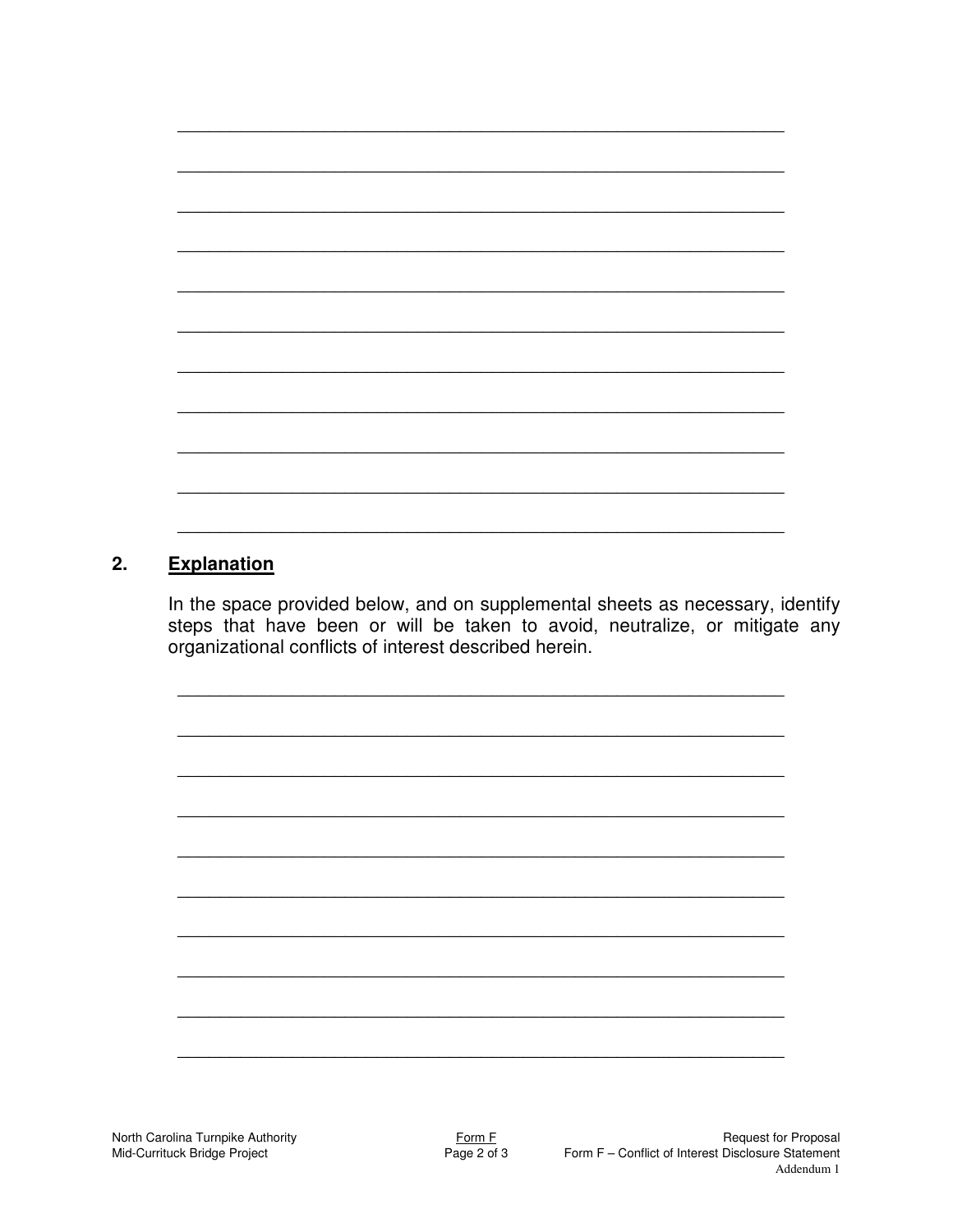\_\_\_\_\_\_\_\_\_\_\_\_\_\_\_\_\_\_\_\_\_\_\_\_\_\_\_\_\_\_\_\_\_\_\_\_\_\_\_\_\_\_\_\_\_\_\_\_\_\_\_\_\_\_\_\_\_\_\_\_

\_\_\_\_\_\_\_\_\_\_\_\_\_\_\_\_\_\_\_\_\_\_\_\_\_\_\_\_\_\_\_\_\_\_\_\_\_\_\_\_\_\_\_\_\_\_\_\_\_\_\_\_\_\_\_\_\_\_\_\_

\_\_\_\_\_\_\_\_\_\_\_\_\_\_\_\_\_\_\_\_\_\_\_\_\_\_\_\_\_\_\_\_\_\_\_\_\_\_\_\_\_\_\_\_\_\_\_\_\_\_\_\_\_\_\_\_\_\_\_\_

\_\_\_\_\_\_\_\_\_\_\_\_\_\_\_\_\_\_\_\_\_\_\_\_\_\_\_\_\_\_\_\_\_\_\_\_\_\_\_\_\_\_\_\_\_\_\_\_\_\_\_\_\_\_\_\_\_\_\_\_

\_\_\_\_\_\_\_\_\_\_\_\_\_\_\_\_\_\_\_\_\_\_\_\_\_\_\_\_\_\_\_\_\_\_\_\_\_\_\_\_\_\_\_\_\_\_\_\_\_\_\_\_\_\_\_\_\_\_\_\_

\_\_\_\_\_\_\_\_\_\_\_\_\_\_\_\_\_\_\_\_\_\_\_\_\_\_\_\_\_\_\_\_\_\_\_\_\_\_\_\_\_\_\_\_\_\_\_\_\_\_\_\_\_\_\_\_\_\_\_\_

\_\_\_\_\_\_\_\_\_\_\_\_\_\_\_\_\_\_\_\_\_\_\_\_\_\_\_\_\_\_\_\_\_\_\_\_\_\_\_\_\_\_\_\_\_\_\_\_\_\_\_\_\_\_\_\_\_\_\_\_

\_\_\_\_\_\_\_\_\_\_\_\_\_\_\_\_\_\_\_\_\_\_\_\_\_\_\_\_\_\_\_\_\_\_\_\_\_\_\_\_\_\_\_\_\_\_\_\_\_\_\_\_\_\_\_\_\_\_\_\_

\_\_\_\_\_\_\_\_\_\_\_\_\_\_\_\_\_\_\_\_\_\_\_\_\_\_\_\_\_\_\_\_\_\_\_\_\_\_\_\_\_\_\_\_\_\_\_\_\_\_\_\_\_\_\_\_\_\_\_\_

\_\_\_\_\_\_\_\_\_\_\_\_\_\_\_\_\_\_\_\_\_\_\_\_\_\_\_\_\_\_\_\_\_\_\_\_\_\_\_\_\_\_\_\_\_\_\_\_\_\_\_\_\_\_\_\_\_\_\_\_

\_\_\_\_\_\_\_\_\_\_\_\_\_\_\_\_\_\_\_\_\_\_\_\_\_\_\_\_\_\_\_\_\_\_\_\_\_\_\_\_\_\_\_\_\_\_\_\_\_\_\_\_\_\_\_\_\_\_\_\_

## 2. Explanation

In the space provided below, and on supplemental sheets as necessary, identify steps that have been or will be taken to avoid, neutralize, or mitigate any organizational conflicts of interest described herein.

\_\_\_\_\_\_\_\_\_\_\_\_\_\_\_\_\_\_\_\_\_\_\_\_\_\_\_\_\_\_\_\_\_\_\_\_\_\_\_\_\_\_\_\_\_\_\_\_\_\_\_\_\_\_\_\_\_\_\_\_

\_\_\_\_\_\_\_\_\_\_\_\_\_\_\_\_\_\_\_\_\_\_\_\_\_\_\_\_\_\_\_\_\_\_\_\_\_\_\_\_\_\_\_\_\_\_\_\_\_\_\_\_\_\_\_\_\_\_\_\_

\_\_\_\_\_\_\_\_\_\_\_\_\_\_\_\_\_\_\_\_\_\_\_\_\_\_\_\_\_\_\_\_\_\_\_\_\_\_\_\_\_\_\_\_\_\_\_\_\_\_\_\_\_\_\_\_\_\_\_\_

\_\_\_\_\_\_\_\_\_\_\_\_\_\_\_\_\_\_\_\_\_\_\_\_\_\_\_\_\_\_\_\_\_\_\_\_\_\_\_\_\_\_\_\_\_\_\_\_\_\_\_\_\_\_\_\_\_\_\_\_

\_\_\_\_\_\_\_\_\_\_\_\_\_\_\_\_\_\_\_\_\_\_\_\_\_\_\_\_\_\_\_\_\_\_\_\_\_\_\_\_\_\_\_\_\_\_\_\_\_\_\_\_\_\_\_\_\_\_\_\_

\_\_\_\_\_\_\_\_\_\_\_\_\_\_\_\_\_\_\_\_\_\_\_\_\_\_\_\_\_\_\_\_\_\_\_\_\_\_\_\_\_\_\_\_\_\_\_\_\_\_\_\_\_\_\_\_\_\_\_\_

\_\_\_\_\_\_\_\_\_\_\_\_\_\_\_\_\_\_\_\_\_\_\_\_\_\_\_\_\_\_\_\_\_\_\_\_\_\_\_\_\_\_\_\_\_\_\_\_\_\_\_\_\_\_\_\_\_\_\_\_

\_\_\_\_\_\_\_\_\_\_\_\_\_\_\_\_\_\_\_\_\_\_\_\_\_\_\_\_\_\_\_\_\_\_\_\_\_\_\_\_\_\_\_\_\_\_\_\_\_\_\_\_\_\_\_\_\_\_\_\_

\_\_\_\_\_\_\_\_\_\_\_\_\_\_\_\_\_\_\_\_\_\_\_\_\_\_\_\_\_\_\_\_\_\_\_\_\_\_\_\_\_\_\_\_\_\_\_\_\_\_\_\_\_\_\_\_\_\_\_\_

\_\_\_\_\_\_\_\_\_\_\_\_\_\_\_\_\_\_\_\_\_\_\_\_\_\_\_\_\_\_\_\_\_\_\_\_\_\_\_\_\_\_\_\_\_\_\_\_\_\_\_\_\_\_\_\_\_\_\_\_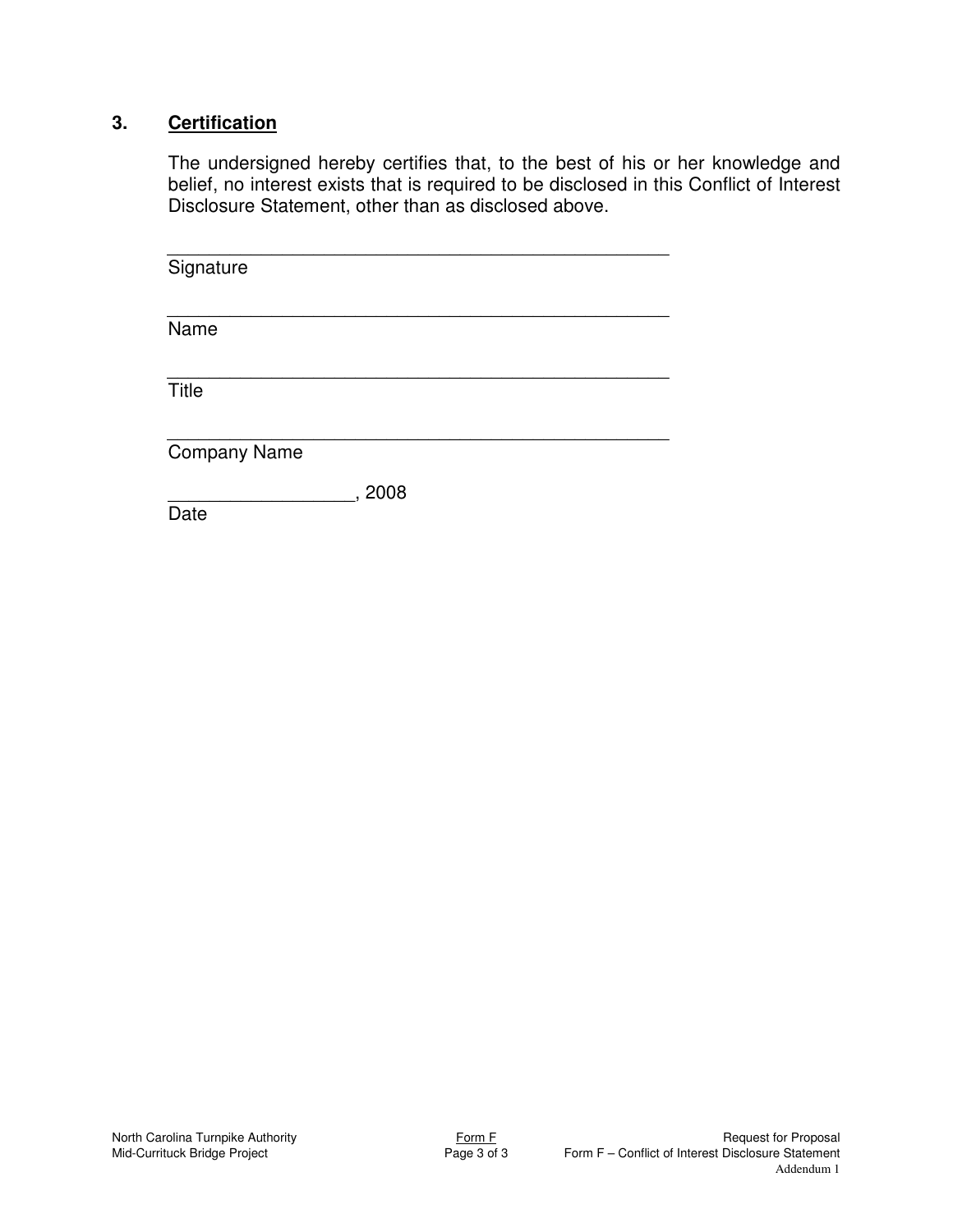## 3. **Certification**

The undersigned hereby certifies that, to the best of his or her knowledge and belief, no interest exists that is required to be disclosed in this Conflict of Interest Disclosure Statement, other than as disclosed above.

\_\_\_\_\_\_\_\_\_\_\_\_\_\_\_\_\_\_\_\_\_\_\_\_\_\_\_\_\_\_\_\_\_\_\_\_\_\_\_\_\_\_\_\_\_\_\_\_
Signature

\_\_\_\_\_\_\_\_\_\_\_\_\_\_\_\_\_\_\_\_\_\_\_\_\_\_\_\_\_\_\_\_\_\_\_\_\_\_\_\_\_\_\_\_\_\_\_\_
Name

\_\_\_\_\_\_\_\_\_\_\_\_\_\_\_\_\_\_\_\_\_\_\_\_\_\_\_\_\_\_\_\_\_\_\_\_\_\_\_\_\_\_\_\_\_\_\_\_
Title

\_\_\_\_\_\_\_\_\_\_\_\_\_\_\_\_\_\_\_\_\_\_\_\_\_\_\_\_\_\_\_\_\_\_\_\_\_\_\_\_\_\_\_\_\_\_\_\_
Company Name

\_\_\_\_\_\_\_\_\_\_\_\_\_\_\_\_\_\_, 2008
Date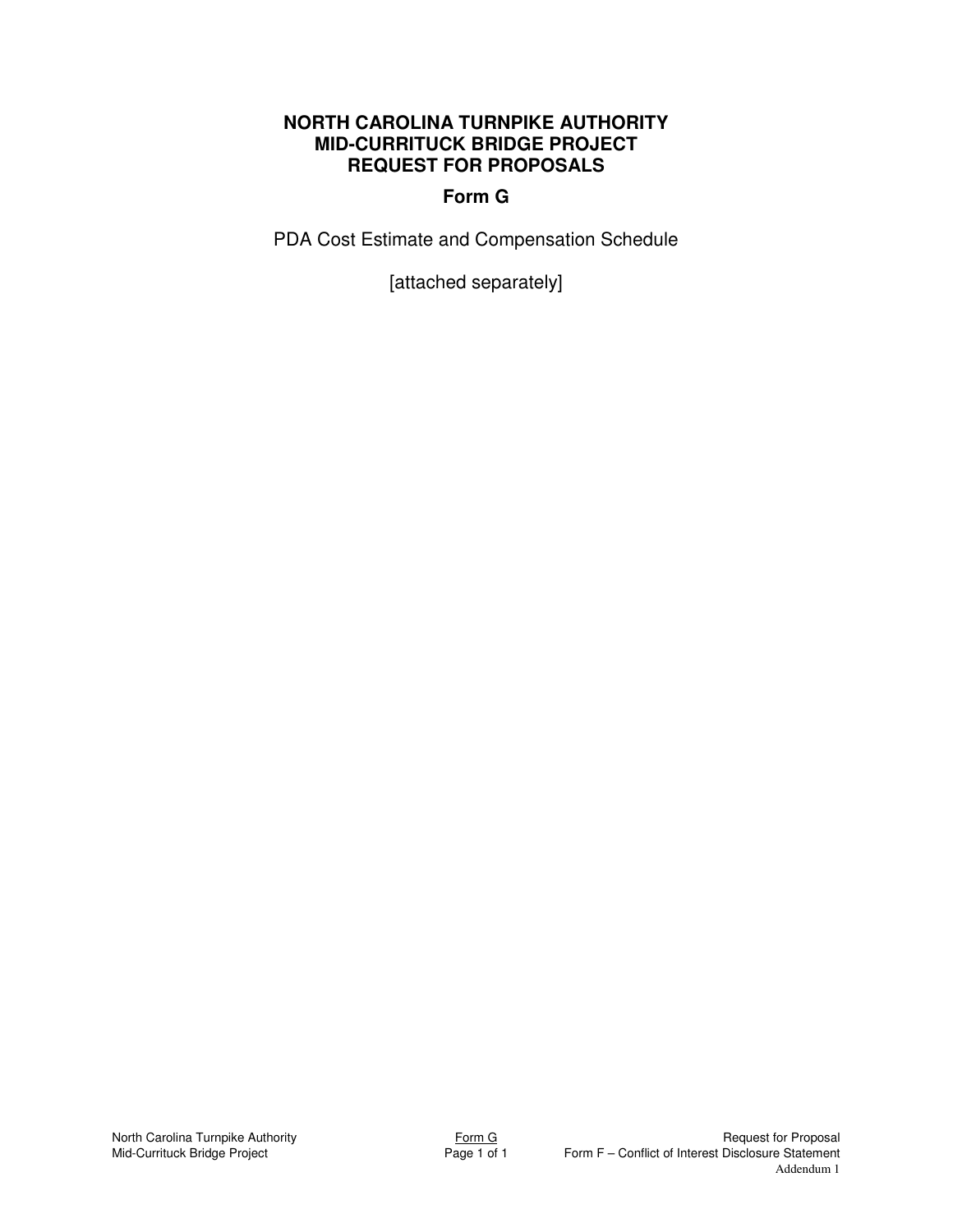# NORTH CAROLINA TURNPIKE AUTHORITY
# MID-CURRITUCK BRIDGE PROJECT
# REQUEST FOR PROPOSALS

## Form G

PDA Cost Estimate and Compensation Schedule

[attached separately]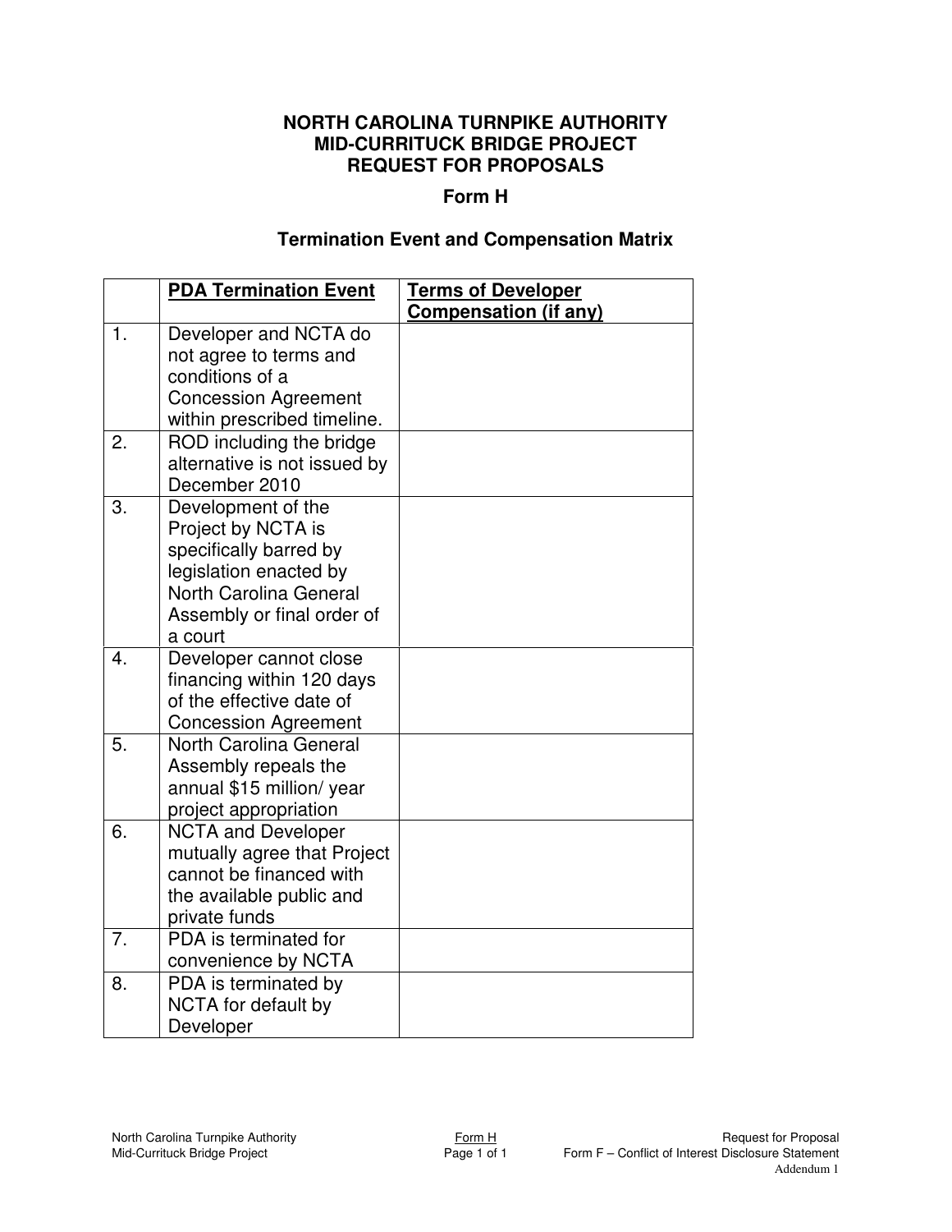# NORTH CAROLINA TURNPIKE AUTHORITY
# MID-CURRITUCK BRIDGE PROJECT
# REQUEST FOR PROPOSALS

## Form H

## Termination Event and Compensation Matrix

| | PDA Termination Event | Terms of Developer Compensation (if any) |
|---|---|---|
| 1. | Developer and NCTA do not agree to terms and conditions of a Concession Agreement within prescribed timeline. | |
| 2. | ROD including the bridge alternative is not issued by December 2010 | |
| 3. | Development of the Project by NCTA is specifically barred by legislation enacted by North Carolina General Assembly or final order of a court | |
| 4. | Developer cannot close financing within 120 days of the effective date of Concession Agreement | |
| 5. | North Carolina General Assembly repeals the annual $15 million/ year project appropriation | |
| 6. | NCTA and Developer mutually agree that Project cannot be financed with the available public and private funds | |
| 7. | PDA is terminated for convenience by NCTA | |
| 8. | PDA is terminated by NCTA for default by Developer | |